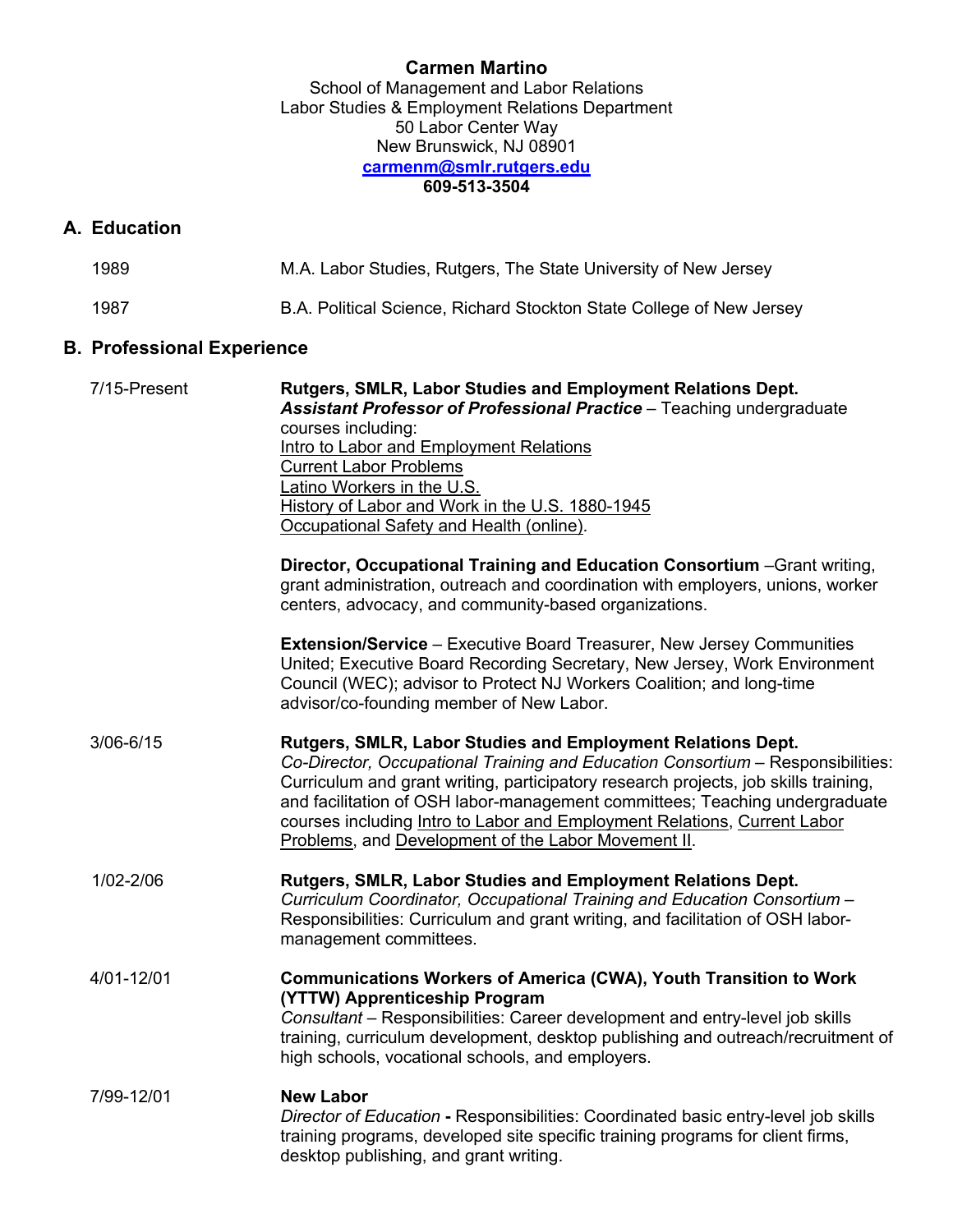# Carmen Martino

School of Management and Labor Relations
Labor Studies & Employment Relations Department
50 Labor Center Way
New Brunswick, NJ 08901
carmenm@smlr.rutgers.edu
**609-513-3504**

## A. Education

1989 — M.A. Labor Studies, Rutgers, The State University of New Jersey

1987 — B.A. Political Science, Richard Stockton State College of New Jersey

## B. Professional Experience

**7/15-Present**

**Rutgers, SMLR, Labor Studies and Employment Relations Dept.**
***Assistant Professor of Professional Practice*** – Teaching undergraduate courses including:
Intro to Labor and Employment Relations
Current Labor Problems
Latino Workers in the U.S.
History of Labor and Work in the U.S. 1880-1945
Occupational Safety and Health (online).

**Director, Occupational Training and Education Consortium** –Grant writing, grant administration, outreach and coordination with employers, unions, worker centers, advocacy, and community-based organizations.

**Extension/Service** – Executive Board Treasurer, New Jersey Communities United; Executive Board Recording Secretary, New Jersey, Work Environment Council (WEC); advisor to Protect NJ Workers Coalition; and long-time advisor/co-founding member of New Labor.

**3/06-6/15**

**Rutgers, SMLR, Labor Studies and Employment Relations Dept.**
*Co-Director, Occupational Training and Education Consortium* – Responsibilities: Curriculum and grant writing, participatory research projects, job skills training, and facilitation of OSH labor-management committees; Teaching undergraduate courses including Intro to Labor and Employment Relations, Current Labor Problems, and Development of the Labor Movement II.

**1/02-2/06**

**Rutgers, SMLR, Labor Studies and Employment Relations Dept.**
*Curriculum Coordinator, Occupational Training and Education Consortium* – Responsibilities: Curriculum and grant writing, and facilitation of OSH labor-management committees.

**4/01-12/01**

**Communications Workers of America (CWA), Youth Transition to Work (YTTW) Apprenticeship Program**
*Consultant* – Responsibilities: Career development and entry-level job skills training, curriculum development, desktop publishing and outreach/recruitment of high schools, vocational schools, and employers.

**7/99-12/01**

**New Labor**
*Director of Education* **-** Responsibilities: Coordinated basic entry-level job skills training programs, developed site specific training programs for client firms, desktop publishing, and grant writing.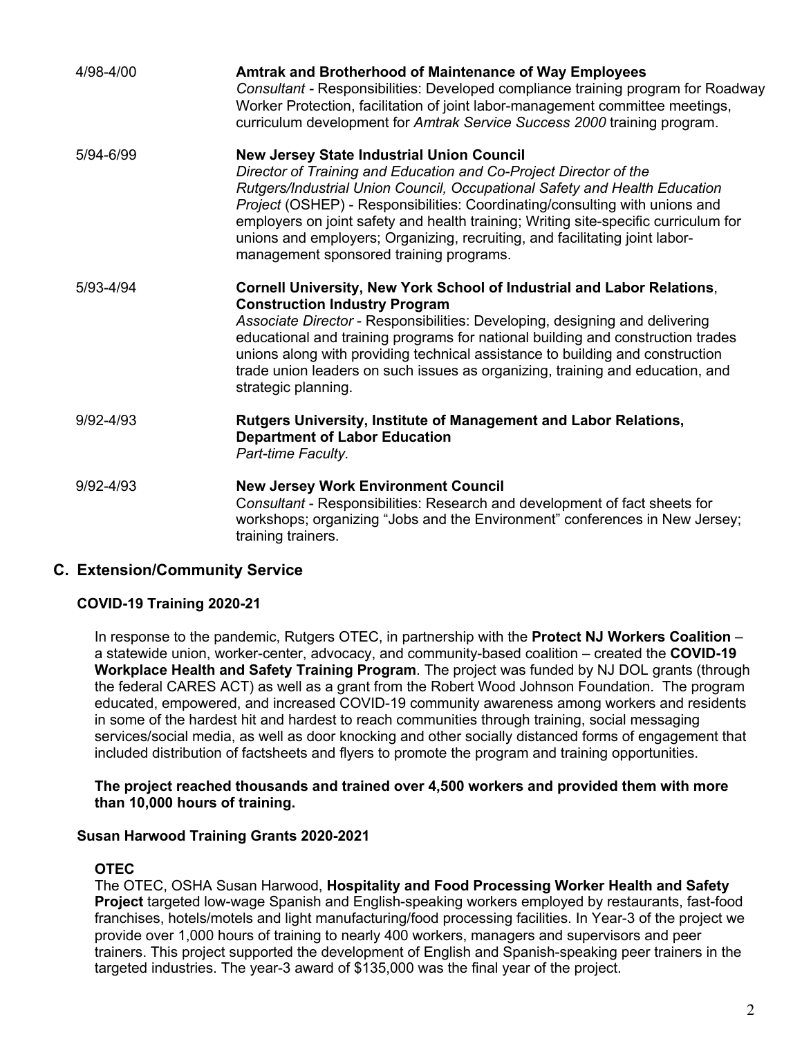4/98-4/00 **Amtrak and Brotherhood of Maintenance of Way Employees**
*Consultant* - Responsibilities: Developed compliance training program for Roadway Worker Protection, facilitation of joint labor-management committee meetings, curriculum development for *Amtrak Service Success 2000* training program.

5/94-6/99 **New Jersey State Industrial Union Council**
*Director of Training and Education and Co-Project Director of the Rutgers/Industrial Union Council, Occupational Safety and Health Education Project* (OSHEP) - Responsibilities: Coordinating/consulting with unions and employers on joint safety and health training; Writing site-specific curriculum for unions and employers; Organizing, recruiting, and facilitating joint labor-management sponsored training programs.

5/93-4/94 **Cornell University, New York School of Industrial and Labor Relations, Construction Industry Program**
*Associate Director* - Responsibilities: Developing, designing and delivering educational and training programs for national building and construction trades unions along with providing technical assistance to building and construction trade union leaders on such issues as organizing, training and education, and strategic planning.

9/92-4/93 **Rutgers University, Institute of Management and Labor Relations, Department of Labor Education**
*Part-time Faculty.*

9/92-4/93 **New Jersey Work Environment Council**
C*onsultant* - Responsibilities: Research and development of fact sheets for workshops; organizing "Jobs and the Environment" conferences in New Jersey; training trainers.

## C. Extension/Community Service

### COVID-19 Training 2020-21

In response to the pandemic, Rutgers OTEC, in partnership with the **Protect NJ Workers Coalition** – a statewide union, worker-center, advocacy, and community-based coalition – created the **COVID-19 Workplace Health and Safety Training Program**. The project was funded by NJ DOL grants (through the federal CARES ACT) as well as a grant from the Robert Wood Johnson Foundation. The program educated, empowered, and increased COVID-19 community awareness among workers and residents in some of the hardest hit and hardest to reach communities through training, social messaging services/social media, as well as door knocking and other socially distanced forms of engagement that included distribution of factsheets and flyers to promote the program and training opportunities.

**The project reached thousands and trained over 4,500 workers and provided them with more than 10,000 hours of training.**

### Susan Harwood Training Grants 2020-2021

**OTEC**
The OTEC, OSHA Susan Harwood, **Hospitality and Food Processing Worker Health and Safety Project** targeted low-wage Spanish and English-speaking workers employed by restaurants, fast-food franchises, hotels/motels and light manufacturing/food processing facilities. In Year-3 of the project we provide over 1,000 hours of training to nearly 400 workers, managers and supervisors and peer trainers. This project supported the development of English and Spanish-speaking peer trainers in the targeted industries. The year-3 award of $135,000 was the final year of the project.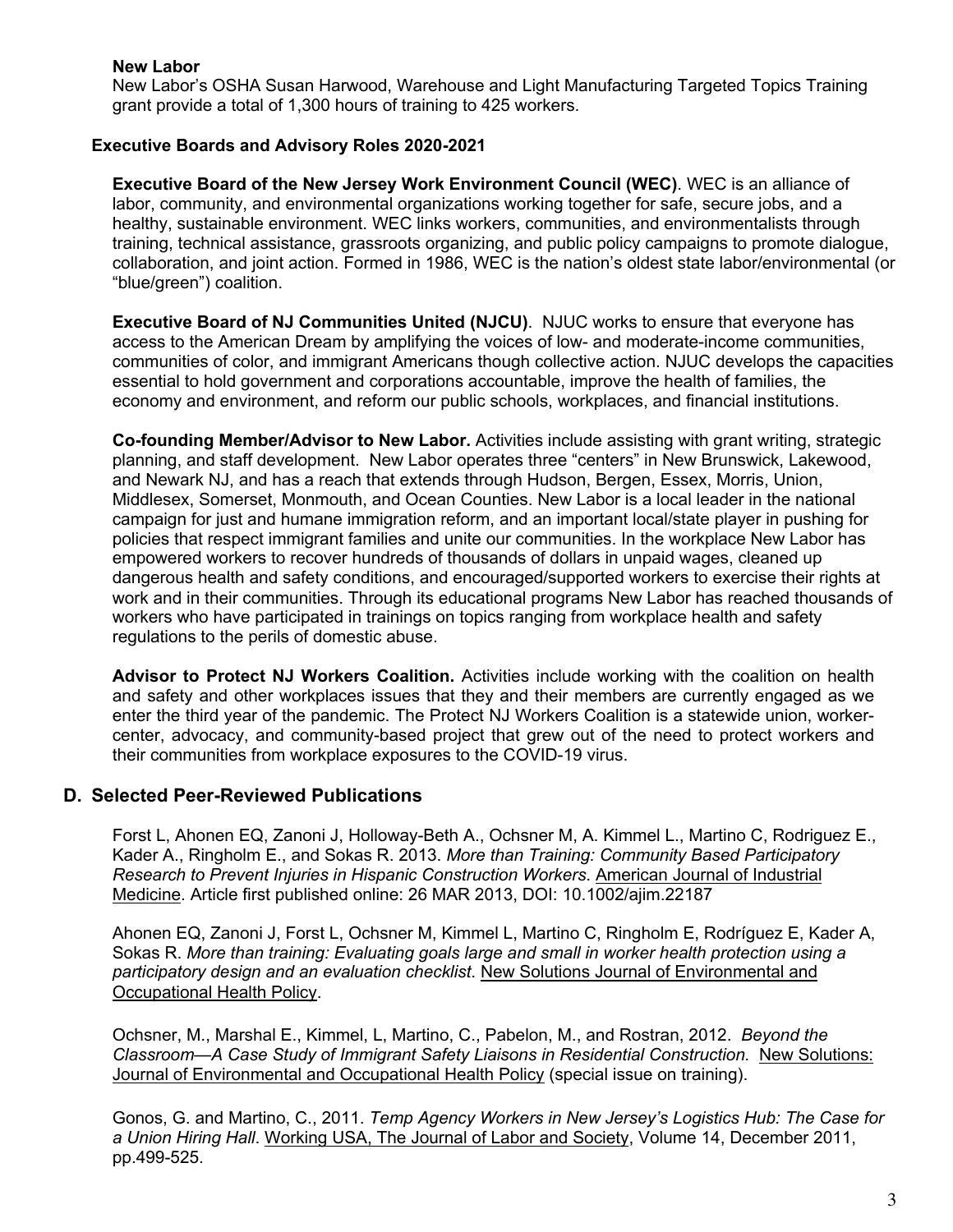**New Labor**
New Labor's OSHA Susan Harwood, Warehouse and Light Manufacturing Targeted Topics Training grant provide a total of 1,300 hours of training to 425 workers.

**Executive Boards and Advisory Roles 2020-2021**

**Executive Board of the New Jersey Work Environment Council (WEC)**. WEC is an alliance of labor, community, and environmental organizations working together for safe, secure jobs, and a healthy, sustainable environment. WEC links workers, communities, and environmentalists through training, technical assistance, grassroots organizing, and public policy campaigns to promote dialogue, collaboration, and joint action. Formed in 1986, WEC is the nation's oldest state labor/environmental (or "blue/green") coalition.

**Executive Board of NJ Communities United (NJCU)**. NJUC works to ensure that everyone has access to the American Dream by amplifying the voices of low- and moderate-income communities, communities of color, and immigrant Americans though collective action. NJUC develops the capacities essential to hold government and corporations accountable, improve the health of families, the economy and environment, and reform our public schools, workplaces, and financial institutions.

**Co-founding Member/Advisor to New Labor.** Activities include assisting with grant writing, strategic planning, and staff development. New Labor operates three "centers" in New Brunswick, Lakewood, and Newark NJ, and has a reach that extends through Hudson, Bergen, Essex, Morris, Union, Middlesex, Somerset, Monmouth, and Ocean Counties. New Labor is a local leader in the national campaign for just and humane immigration reform, and an important local/state player in pushing for policies that respect immigrant families and unite our communities. In the workplace New Labor has empowered workers to recover hundreds of thousands of dollars in unpaid wages, cleaned up dangerous health and safety conditions, and encouraged/supported workers to exercise their rights at work and in their communities. Through its educational programs New Labor has reached thousands of workers who have participated in trainings on topics ranging from workplace health and safety regulations to the perils of domestic abuse.

**Advisor to Protect NJ Workers Coalition.** Activities include working with the coalition on health and safety and other workplaces issues that they and their members are currently engaged as we enter the third year of the pandemic. The Protect NJ Workers Coalition is a statewide union, worker-center, advocacy, and community-based project that grew out of the need to protect workers and their communities from workplace exposures to the COVID-19 virus.

## D. Selected Peer-Reviewed Publications

Forst L, Ahonen EQ, Zanoni J, Holloway-Beth A., Ochsner M, A. Kimmel L., Martino C, Rodriguez E., Kader A., Ringholm E., and Sokas R. 2013. *More than Training: Community Based Participatory Research to Prevent Injuries in Hispanic Construction Workers*. American Journal of Industrial Medicine. Article first published online: 26 MAR 2013, DOI: 10.1002/ajim.22187

Ahonen EQ, Zanoni J, Forst L, Ochsner M, Kimmel L, Martino C, Ringholm E, Rodríguez E, Kader A, Sokas R. *More than training: Evaluating goals large and small in worker health protection using a participatory design and an evaluation checklist*. New Solutions Journal of Environmental and Occupational Health Policy.

Ochsner, M., Marshal E., Kimmel, L, Martino, C., Pabelon, M., and Rostran, 2012. *Beyond the Classroom—A Case Study of Immigrant Safety Liaisons in Residential Construction.* New Solutions: Journal of Environmental and Occupational Health Policy (special issue on training).

Gonos, G. and Martino, C., 2011. *Temp Agency Workers in New Jersey's Logistics Hub: The Case for a Union Hiring Hall*. Working USA, The Journal of Labor and Society, Volume 14, December 2011, pp.499-525.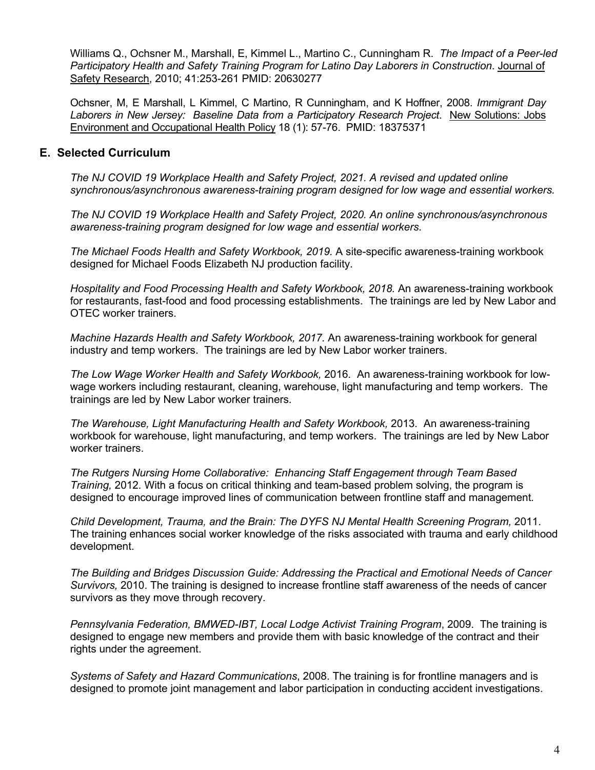Williams Q., Ochsner M., Marshall, E, Kimmel L., Martino C., Cunningham R. *The Impact of a Peer-led Participatory Health and Safety Training Program for Latino Day Laborers in Construction*. Journal of Safety Research, 2010; 41:253-261 PMID: 20630277

Ochsner, M, E Marshall, L Kimmel, C Martino, R Cunningham, and K Hoffner, 2008. *Immigrant Day Laborers in New Jersey: Baseline Data from a Participatory Research Project*. New Solutions: Jobs Environment and Occupational Health Policy 18 (1): 57-76. PMID: 18375371

## E. Selected Curriculum

*The NJ COVID 19 Workplace Health and Safety Project, 2021. A revised and updated online synchronous/asynchronous awareness-training program designed for low wage and essential workers.*

*The NJ COVID 19 Workplace Health and Safety Project, 2020. An online synchronous/asynchronous awareness-training program designed for low wage and essential workers.*

*The Michael Foods Health and Safety Workbook, 2019.* A site-specific awareness-training workbook designed for Michael Foods Elizabeth NJ production facility.

*Hospitality and Food Processing Health and Safety Workbook, 2018.* An awareness-training workbook for restaurants, fast-food and food processing establishments. The trainings are led by New Labor and OTEC worker trainers.

*Machine Hazards Health and Safety Workbook, 2017.* An awareness-training workbook for general industry and temp workers. The trainings are led by New Labor worker trainers.

*The Low Wage Worker Health and Safety Workbook,* 2016. An awareness-training workbook for low-wage workers including restaurant, cleaning, warehouse, light manufacturing and temp workers. The trainings are led by New Labor worker trainers.

*The Warehouse, Light Manufacturing Health and Safety Workbook,* 2013. An awareness-training workbook for warehouse, light manufacturing, and temp workers. The trainings are led by New Labor worker trainers.

*The Rutgers Nursing Home Collaborative: Enhancing Staff Engagement through Team Based Training,* 2012. With a focus on critical thinking and team-based problem solving, the program is designed to encourage improved lines of communication between frontline staff and management.

*Child Development, Trauma, and the Brain: The DYFS NJ Mental Health Screening Program,* 2011. The training enhances social worker knowledge of the risks associated with trauma and early childhood development.

*The Building and Bridges Discussion Guide: Addressing the Practical and Emotional Needs of Cancer Survivors,* 2010. The training is designed to increase frontline staff awareness of the needs of cancer survivors as they move through recovery.

*Pennsylvania Federation, BMWED-IBT, Local Lodge Activist Training Program*, 2009. The training is designed to engage new members and provide them with basic knowledge of the contract and their rights under the agreement.

*Systems of Safety and Hazard Communications*, 2008. The training is for frontline managers and is designed to promote joint management and labor participation in conducting accident investigations.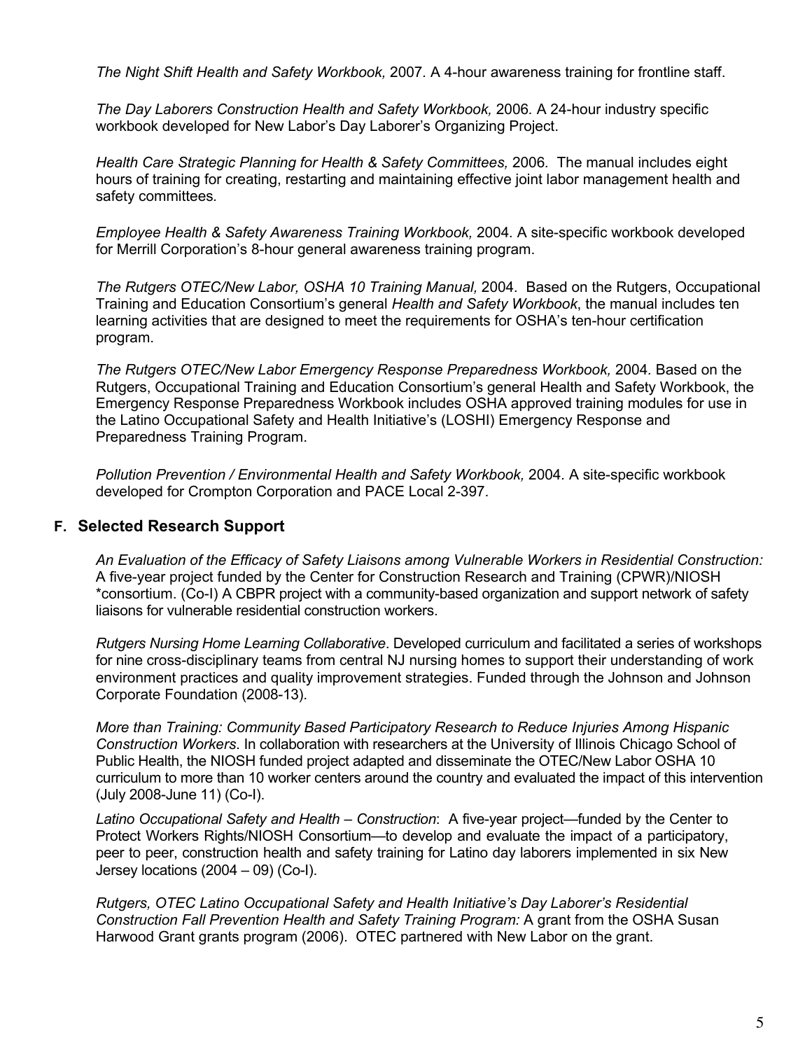*The Night Shift Health and Safety Workbook,* 2007. A 4-hour awareness training for frontline staff.

*The Day Laborers Construction Health and Safety Workbook,* 2006. A 24-hour industry specific workbook developed for New Labor's Day Laborer's Organizing Project.

*Health Care Strategic Planning for Health & Safety Committees,* 2006. The manual includes eight hours of training for creating, restarting and maintaining effective joint labor management health and safety committees.

*Employee Health & Safety Awareness Training Workbook,* 2004. A site-specific workbook developed for Merrill Corporation's 8-hour general awareness training program.

*The Rutgers OTEC/New Labor, OSHA 10 Training Manual,* 2004. Based on the Rutgers, Occupational Training and Education Consortium's general *Health and Safety Workbook*, the manual includes ten learning activities that are designed to meet the requirements for OSHA's ten-hour certification program.

*The Rutgers OTEC/New Labor Emergency Response Preparedness Workbook,* 2004. Based on the Rutgers, Occupational Training and Education Consortium's general Health and Safety Workbook, the Emergency Response Preparedness Workbook includes OSHA approved training modules for use in the Latino Occupational Safety and Health Initiative's (LOSHI) Emergency Response and Preparedness Training Program.

*Pollution Prevention / Environmental Health and Safety Workbook,* 2004. A site-specific workbook developed for Crompton Corporation and PACE Local 2-397.

## F. Selected Research Support

*An Evaluation of the Efficacy of Safety Liaisons among Vulnerable Workers in Residential Construction:* A five-year project funded by the Center for Construction Research and Training (CPWR)/NIOSH *consortium. (Co-I) A CBPR project with a community-based organization and support network of safety liaisons for vulnerable residential construction workers.

*Rutgers Nursing Home Learning Collaborative*. Developed curriculum and facilitated a series of workshops for nine cross-disciplinary teams from central NJ nursing homes to support their understanding of work environment practices and quality improvement strategies. Funded through the Johnson and Johnson Corporate Foundation (2008-13).

*More than Training: Community Based Participatory Research to Reduce Injuries Among Hispanic Construction Workers*. In collaboration with researchers at the University of Illinois Chicago School of Public Health, the NIOSH funded project adapted and disseminate the OTEC/New Labor OSHA 10 curriculum to more than 10 worker centers around the country and evaluated the impact of this intervention (July 2008-June 11) (Co-I).

*Latino Occupational Safety and Health – Construction*: A five-year project—funded by the Center to Protect Workers Rights/NIOSH Consortium—to develop and evaluate the impact of a participatory, peer to peer, construction health and safety training for Latino day laborers implemented in six New Jersey locations (2004 – 09) (Co-I).

*Rutgers, OTEC Latino Occupational Safety and Health Initiative's Day Laborer's Residential Construction Fall Prevention Health and Safety Training Program:* A grant from the OSHA Susan Harwood Grant grants program (2006). OTEC partnered with New Labor on the grant.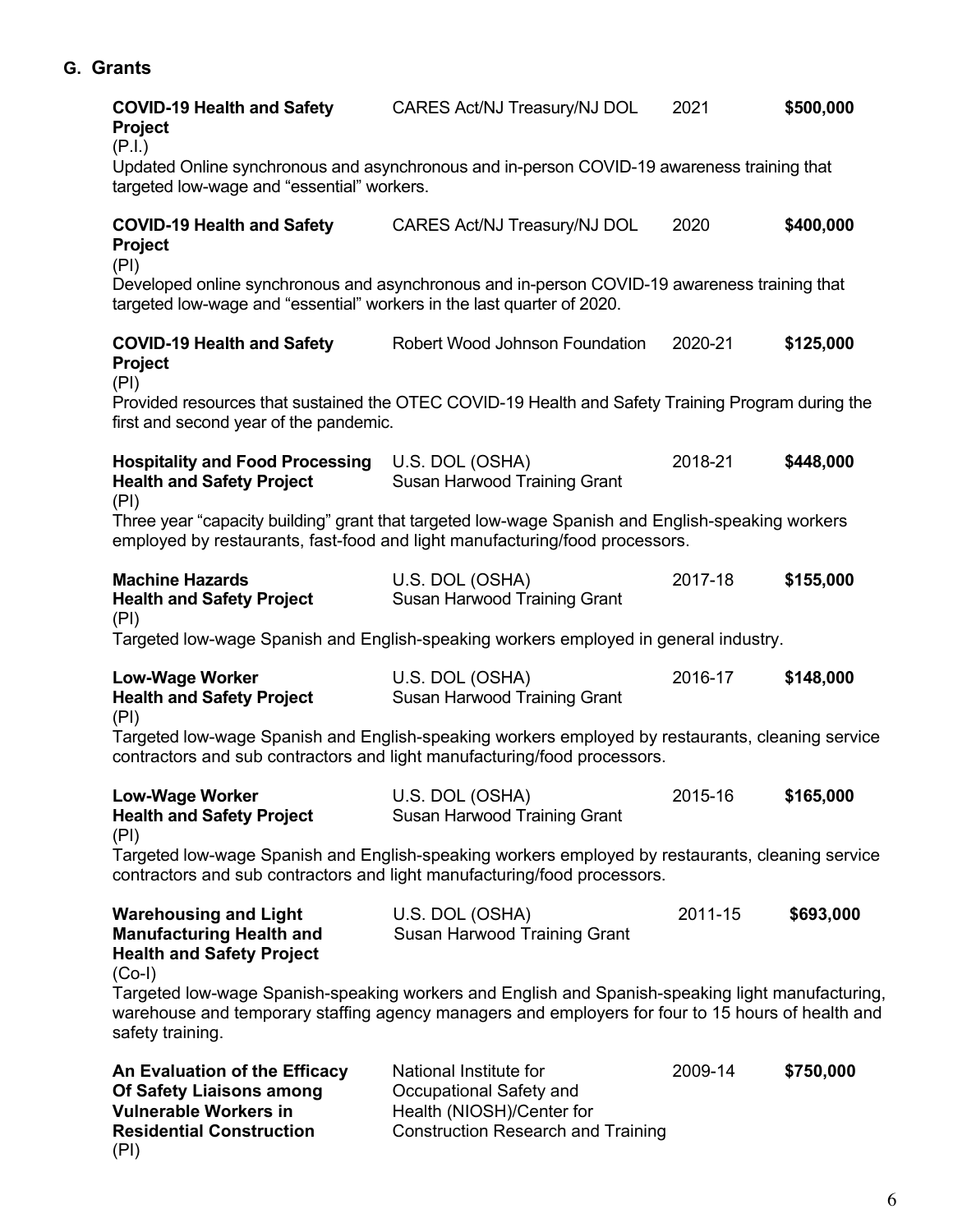## G. Grants

**COVID-19 Health and Safety Project** (P.I.) — CARES Act/NJ Treasury/NJ DOL — 2021 — **$500,000**

Updated Online synchronous and asynchronous and in-person COVID-19 awareness training that targeted low-wage and "essential" workers.

**COVID-19 Health and Safety Project** (PI) — CARES Act/NJ Treasury/NJ DOL — 2020 — **$400,000**

Developed online synchronous and asynchronous and in-person COVID-19 awareness training that targeted low-wage and "essential" workers in the last quarter of 2020.

**COVID-19 Health and Safety Project** (PI) — Robert Wood Johnson Foundation — 2020-21 — **$125,000**

Provided resources that sustained the OTEC COVID-19 Health and Safety Training Program during the first and second year of the pandemic.

**Hospitality and Food Processing Health and Safety Project** (PI) — U.S. DOL (OSHA) Susan Harwood Training Grant — 2018-21 — **$448,000**

Three year "capacity building" grant that targeted low-wage Spanish and English-speaking workers employed by restaurants, fast-food and light manufacturing/food processors.

**Machine Hazards Health and Safety Project** (PI) — U.S. DOL (OSHA) Susan Harwood Training Grant — 2017-18 — **$155,000**

Targeted low-wage Spanish and English-speaking workers employed in general industry.

**Low-Wage Worker Health and Safety Project** (PI) — U.S. DOL (OSHA) Susan Harwood Training Grant — 2016-17 — **$148,000**

Targeted low-wage Spanish and English-speaking workers employed by restaurants, cleaning service contractors and sub contractors and light manufacturing/food processors.

**Low-Wage Worker Health and Safety Project** (PI) — U.S. DOL (OSHA) Susan Harwood Training Grant — 2015-16 — **$165,000**

Targeted low-wage Spanish and English-speaking workers employed by restaurants, cleaning service contractors and sub contractors and light manufacturing/food processors.

**Warehousing and Light Manufacturing Health and Health and Safety Project** (Co-I) — U.S. DOL (OSHA) Susan Harwood Training Grant — 2011-15 — **$693,000**

Targeted low-wage Spanish-speaking workers and English and Spanish-speaking light manufacturing, warehouse and temporary staffing agency managers and employers for four to 15 hours of health and safety training.

**An Evaluation of the Efficacy Of Safety Liaisons among Vulnerable Workers in Residential Construction** (PI) — National Institute for Occupational Safety and Health (NIOSH)/Center for Construction Research and Training — 2009-14 — **$750,000**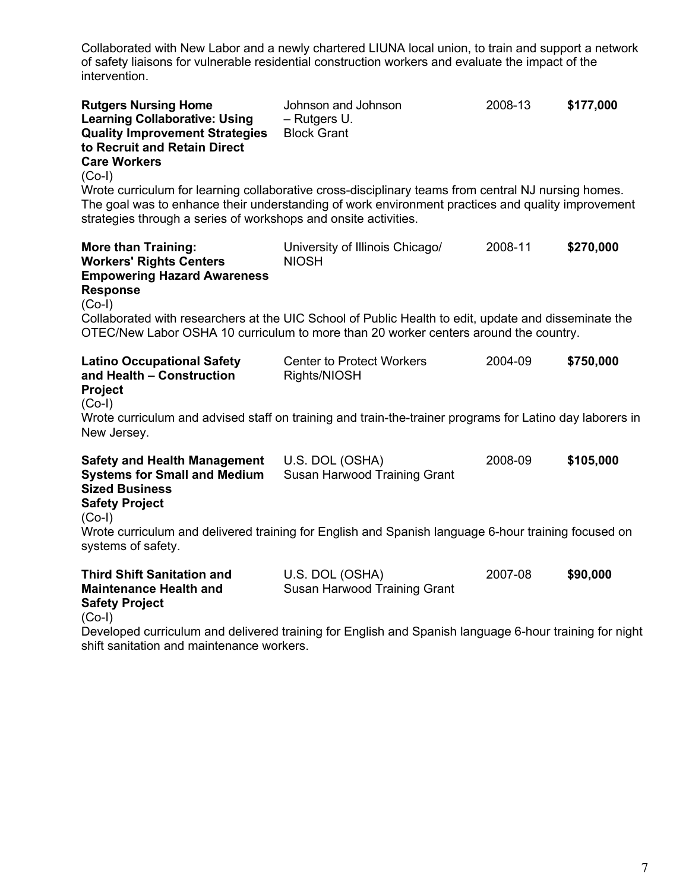Collaborated with New Labor and a newly chartered LIUNA local union, to train and support a network of safety liaisons for vulnerable residential construction workers and evaluate the impact of the intervention.

| | | | |
|---|---|---|---|
| **Rutgers Nursing Home Learning Collaborative: Using Quality Improvement Strategies to Recruit and Retain Direct Care Workers** (Co-I) | Johnson and Johnson – Rutgers U. Block Grant | 2008-13 | **$177,000** |

Wrote curriculum for learning collaborative cross-disciplinary teams from central NJ nursing homes. The goal was to enhance their understanding of work environment practices and quality improvement strategies through a series of workshops and onsite activities.

| | | | |
|---|---|---|---|
| **More than Training: Workers' Rights Centers Empowering Hazard Awareness Response** (Co-I) | University of Illinois Chicago/ NIOSH | 2008-11 | **$270,000** |

Collaborated with researchers at the UIC School of Public Health to edit, update and disseminate the OTEC/New Labor OSHA 10 curriculum to more than 20 worker centers around the country.

| | | | |
|---|---|---|---|
| **Latino Occupational Safety and Health – Construction Project** (Co-I) | Center to Protect Workers Rights/NIOSH | 2004-09 | **$750,000** |

Wrote curriculum and advised staff on training and train-the-trainer programs for Latino day laborers in New Jersey.

| | | | |
|---|---|---|---|
| **Safety and Health Management Systems for Small and Medium Sized Business Safety Project** (Co-I) | U.S. DOL (OSHA) Susan Harwood Training Grant | 2008-09 | **$105,000** |

Wrote curriculum and delivered training for English and Spanish language 6-hour training focused on systems of safety.

| | | | |
|---|---|---|---|
| **Third Shift Sanitation and Maintenance Health and Safety Project** (Co-I) | U.S. DOL (OSHA) Susan Harwood Training Grant | 2007-08 | **$90,000** |

Developed curriculum and delivered training for English and Spanish language 6-hour training for night shift sanitation and maintenance workers.